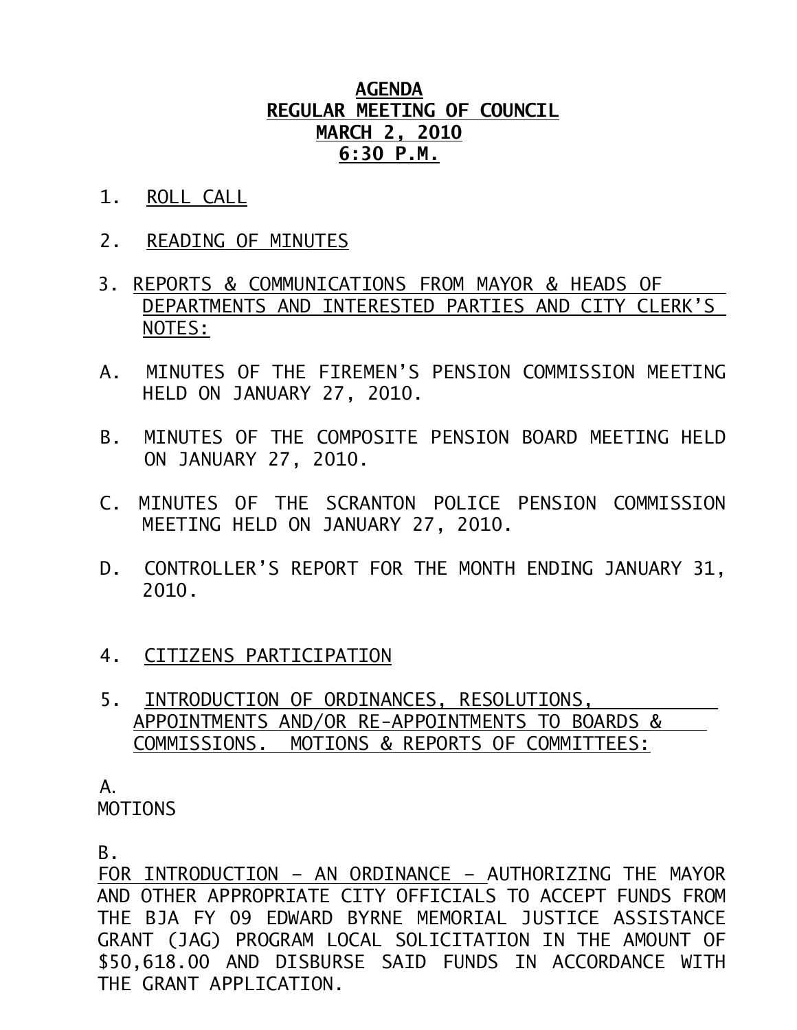# AGENDA
## REGULAR MEETING OF COUNCIL
## MARCH 2, 2010
## 6:30 P.M.

1. ROLL CALL

2. READING OF MINUTES

3. REPORTS & COMMUNICATIONS FROM MAYOR & HEADS OF DEPARTMENTS AND INTERESTED PARTIES AND CITY CLERK'S NOTES:

A. MINUTES OF THE FIREMEN'S PENSION COMMISSION MEETING HELD ON JANUARY 27, 2010.

B. MINUTES OF THE COMPOSITE PENSION BOARD MEETING HELD ON JANUARY 27, 2010.

C. MINUTES OF THE SCRANTON POLICE PENSION COMMISSION MEETING HELD ON JANUARY 27, 2010.

D. CONTROLLER'S REPORT FOR THE MONTH ENDING JANUARY 31, 2010.

4. CITIZENS PARTICIPATION

5. INTRODUCTION OF ORDINANCES, RESOLUTIONS, APPOINTMENTS AND/OR RE-APPOINTMENTS TO BOARDS & COMMISSIONS. MOTIONS & REPORTS OF COMMITTEES:

A.
MOTIONS

B.
FOR INTRODUCTION – AN ORDINANCE – AUTHORIZING THE MAYOR AND OTHER APPROPRIATE CITY OFFICIALS TO ACCEPT FUNDS FROM THE BJA FY 09 EDWARD BYRNE MEMORIAL JUSTICE ASSISTANCE GRANT (JAG) PROGRAM LOCAL SOLICITATION IN THE AMOUNT OF $50,618.00 AND DISBURSE SAID FUNDS IN ACCORDANCE WITH THE GRANT APPLICATION.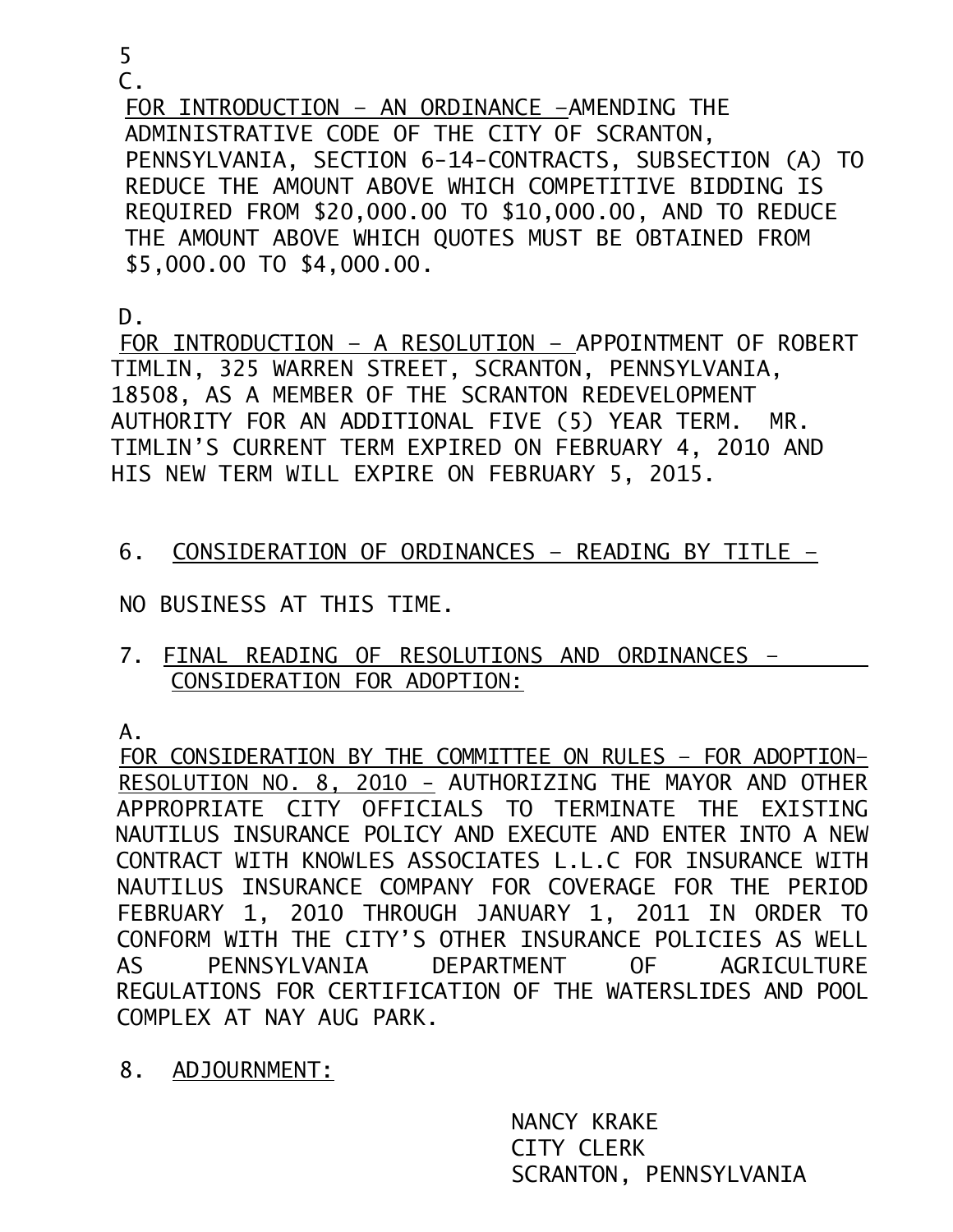5

C.

FOR INTRODUCTION – AN ORDINANCE –AMENDING THE ADMINISTRATIVE CODE OF THE CITY OF SCRANTON, PENNSYLVANIA, SECTION 6-14-CONTRACTS, SUBSECTION (A) TO REDUCE THE AMOUNT ABOVE WHICH COMPETITIVE BIDDING IS REQUIRED FROM $20,000.00 TO $10,000.00, AND TO REDUCE THE AMOUNT ABOVE WHICH QUOTES MUST BE OBTAINED FROM $5,000.00 TO $4,000.00.

D.

FOR INTRODUCTION – A RESOLUTION – APPOINTMENT OF ROBERT TIMLIN, 325 WARREN STREET, SCRANTON, PENNSYLVANIA, 18508, AS A MEMBER OF THE SCRANTON REDEVELOPMENT AUTHORITY FOR AN ADDITIONAL FIVE (5) YEAR TERM. MR. TIMLIN'S CURRENT TERM EXPIRED ON FEBRUARY 4, 2010 AND HIS NEW TERM WILL EXPIRE ON FEBRUARY 5, 2015.

6. CONSIDERATION OF ORDINANCES – READING BY TITLE –

NO BUSINESS AT THIS TIME.

7. FINAL READING OF RESOLUTIONS AND ORDINANCES – CONSIDERATION FOR ADOPTION:

A.

FOR CONSIDERATION BY THE COMMITTEE ON RULES – FOR ADOPTION– RESOLUTION NO. 8, 2010 – AUTHORIZING THE MAYOR AND OTHER APPROPRIATE CITY OFFICIALS TO TERMINATE THE EXISTING NAUTILUS INSURANCE POLICY AND EXECUTE AND ENTER INTO A NEW CONTRACT WITH KNOWLES ASSOCIATES L.L.C FOR INSURANCE WITH NAUTILUS INSURANCE COMPANY FOR COVERAGE FOR THE PERIOD FEBRUARY 1, 2010 THROUGH JANUARY 1, 2011 IN ORDER TO CONFORM WITH THE CITY'S OTHER INSURANCE POLICIES AS WELL AS PENNSYLVANIA DEPARTMENT OF AGRICULTURE REGULATIONS FOR CERTIFICATION OF THE WATERSLIDES AND POOL COMPLEX AT NAY AUG PARK.

8. ADJOURNMENT:

NANCY KRAKE
CITY CLERK
SCRANTON, PENNSYLVANIA